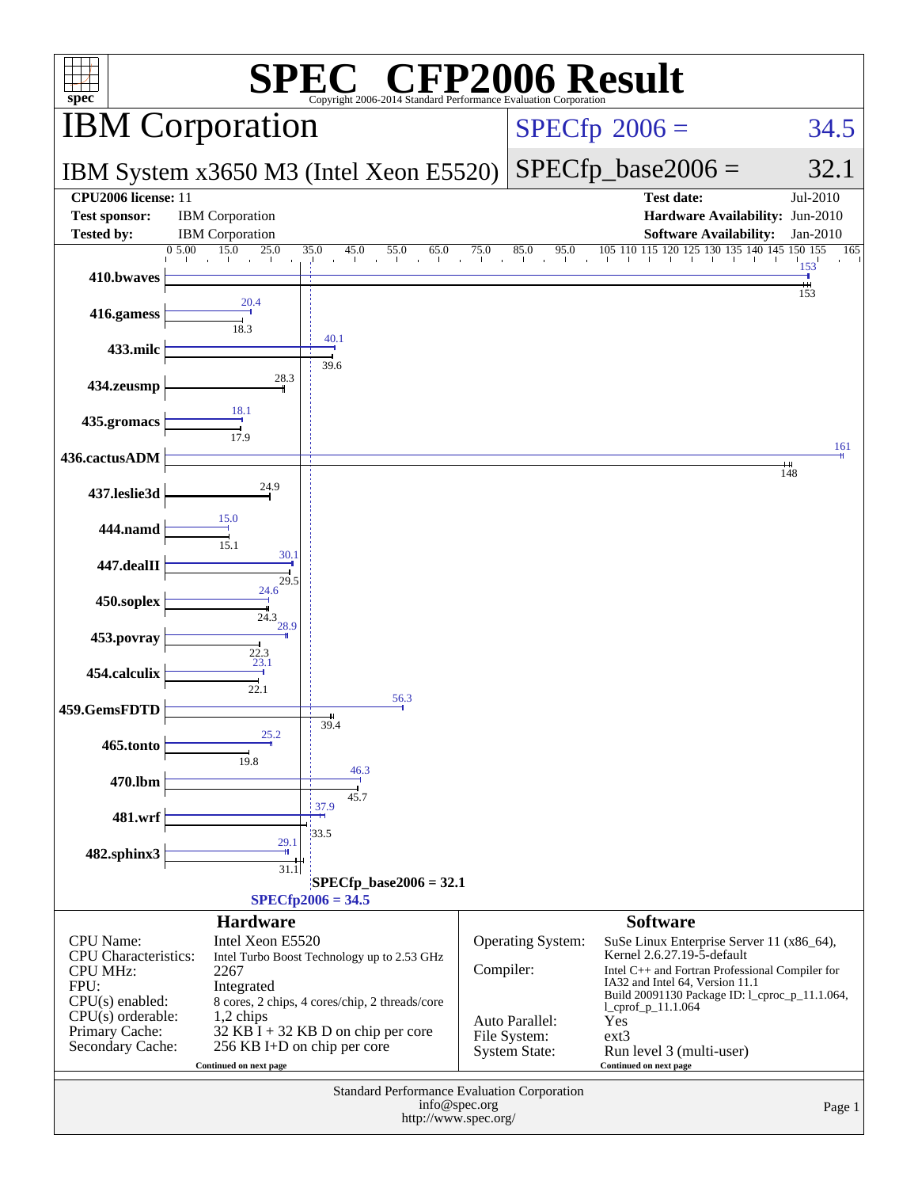# SPEC CFP2006 Result

Copyright 2006-2014 Standard Performance Evaluation Corporation

## IBM Corporation

**IBM System x3650 M3 (Intel Xeon E5520)**

SPECfp 2006 = 34.5

SPECfp_base2006 = 32.1

| | | | |
|---|---|---|---|
| **CPU2006 license:** | 11 | **Test date:** | Jul-2010 |
| **Test sponsor:** | IBM Corporation | **Hardware Availability:** | Jun-2010 |
| **Tested by:** | IBM Corporation | **Software Availability:** | Jan-2010 |

| Benchmark | Peak | Base |
|---|---|---|
| 410.bwaves | 153 | 153 |
| 416.gamess | 20.4 | 18.3 |
| 433.milc | 40.1 | 39.6 |
| 434.zeusmp | | 28.3 |
| 435.gromacs | 18.1 | 17.9 |
| 436.cactusADM | 161 | 148 |
| 437.leslie3d | | 24.9 |
| 444.namd | 15.0 | 15.1 |
| 447.dealII | 30.1 | 29.5 |
| 450.soplex | 24.6 | 24.3 |
| 453.povray | 28.9 | 22.3 |
| 454.calculix | 23.1 | 22.1 |
| 459.GemsFDTD | 56.3 | 39.4 |
| 465.tonto | 25.2 | 19.8 |
| 470.lbm | 46.3 | 45.7 |
| 481.wrf | 37.9 | 33.5 |
| 482.sphinx3 | 29.1 | 31.1 |

SPECfp_base2006 = 32.1

SPECfp2006 = 34.5

### Hardware

| | |
|---|---|
| CPU Name: | Intel Xeon E5520 |
| CPU Characteristics: | Intel Turbo Boost Technology up to 2.53 GHz |
| CPU MHz: | 2267 |
| FPU: | Integrated |
| CPU(s) enabled: | 8 cores, 2 chips, 4 cores/chip, 2 threads/core |
| CPU(s) orderable: | 1,2 chips |
| Primary Cache: | 32 KB I + 32 KB D on chip per core |
| Secondary Cache: | 256 KB I+D on chip per core |

Continued on next page

### Software

| | |
|---|---|
| Operating System: | SuSe Linux Enterprise Server 11 (x86_64), Kernel 2.6.27.19-5-default |
| Compiler: | Intel C++ and Fortran Professional Compiler for IA32 and Intel 64, Version 11.1 Build 20091130 Package ID: l_cproc_p_11.1.064, l_cprof_p_11.1.064 |
| Auto Parallel: | Yes |
| File System: | ext3 |
| System State: | Run level 3 (multi-user) |

Continued on next page

Standard Performance Evaluation Corporation
info@spec.org
http://www.spec.org/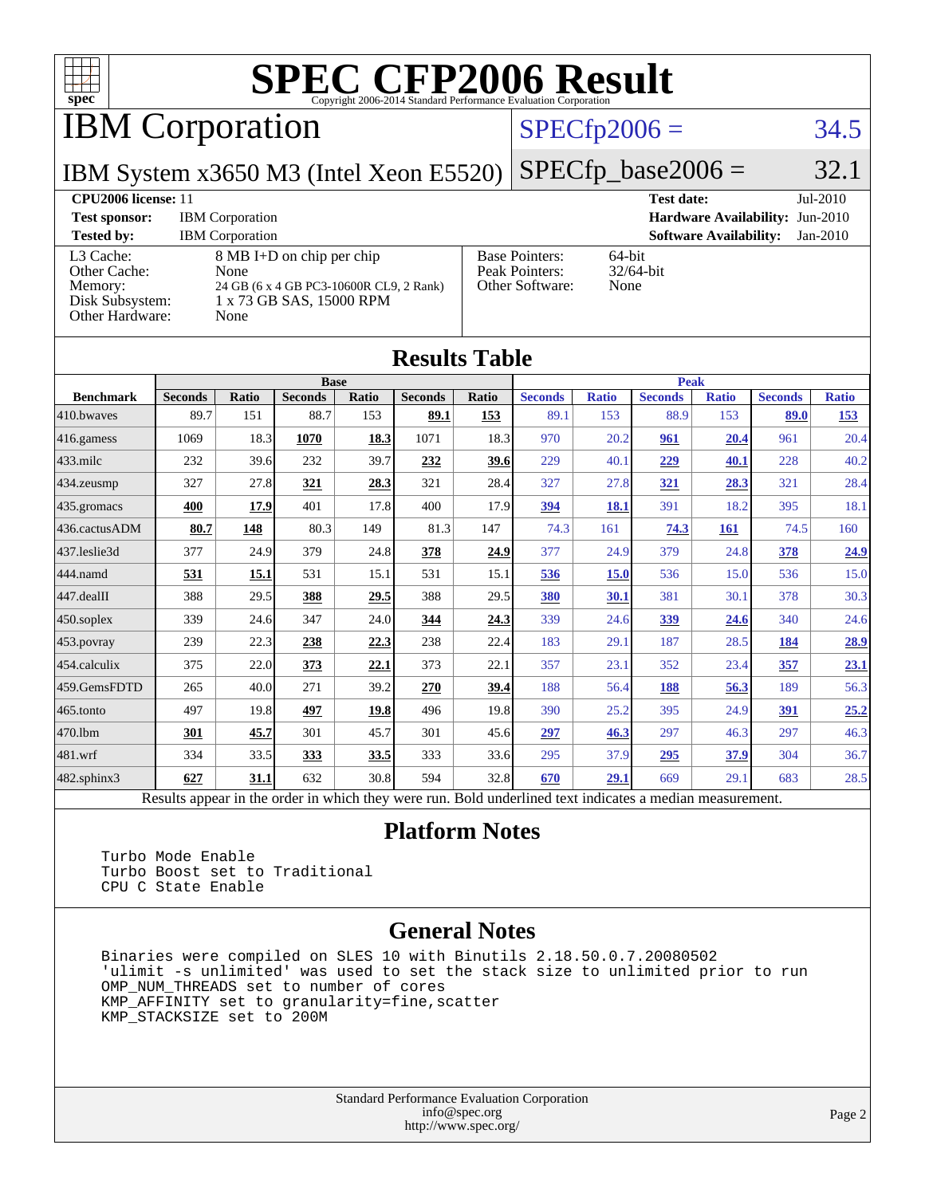# SPEC CFP2006 Result

Copyright 2006-2014 Standard Performance Evaluation Corporation

## IBM Corporation

**IBM System x3650 M3 (Intel Xeon E5520)**

SPECfp2006 = 34.5

SPECfp_base2006 = 32.1

| | | | |
|---|---|---|---|
| **CPU2006 license:** 11 | | **Test date:** | Jul-2010 |
| **Test sponsor:** | IBM Corporation | **Hardware Availability:** | Jun-2010 |
| **Tested by:** | IBM Corporation | **Software Availability:** | Jan-2010 |

| | | | |
|---|---|---|---|
| L3 Cache: | 8 MB I+D on chip per chip | Base Pointers: | 64-bit |
| Other Cache: | None | Peak Pointers: | 32/64-bit |
| Memory: | 24 GB (6 x 4 GB PC3-10600R CL9, 2 Rank) | Other Software: | None |
| Disk Subsystem: | 1 x 73 GB SAS, 15000 RPM | | |
| Other Hardware: | None | | |

## Results Table

| Benchmark | Base | | | | | | Peak | | | | | |
|---|---|---|---|---|---|---|---|---|---|---|---|---|
| | Seconds | Ratio | Seconds | Ratio | Seconds | Ratio | Seconds | Ratio | Seconds | Ratio | Seconds | Ratio |
| 410.bwaves | 89.7 | 151 | 88.7 | 153 | **89.1** | **153** | 89.1 | 153 | 88.9 | 153 | **89.0** | **153** |
| 416.gamess | 1069 | 18.3 | **1070** | **18.3** | 1071 | 18.3 | 970 | 20.2 | **961** | **20.4** | 961 | 20.4 |
| 433.milc | 232 | 39.6 | 232 | 39.7 | **232** | **39.6** | 229 | 40.1 | **229** | **40.1** | 228 | 40.2 |
| 434.zeusmp | 327 | 27.8 | **321** | **28.3** | 321 | 28.4 | 327 | 27.8 | **321** | **28.3** | 321 | 28.4 |
| 435.gromacs | **400** | **17.9** | 401 | 17.8 | 400 | 17.9 | **394** | **18.1** | 391 | 18.2 | 395 | 18.1 |
| 436.cactusADM | **80.7** | **148** | 80.3 | 149 | 81.3 | 147 | 74.3 | 161 | **74.3** | **161** | 74.5 | 160 |
| 437.leslie3d | 377 | 24.9 | 379 | 24.8 | **378** | **24.9** | 377 | 24.9 | 379 | 24.8 | **378** | **24.9** |
| 444.namd | **531** | **15.1** | 531 | 15.1 | 531 | 15.1 | **536** | **15.0** | 536 | 15.0 | 536 | 15.0 |
| 447.dealII | 388 | 29.5 | **388** | **29.5** | 388 | 29.5 | **380** | **30.1** | 381 | 30.1 | 378 | 30.3 |
| 450.soplex | 339 | 24.6 | 347 | 24.0 | **344** | **24.3** | 339 | 24.6 | **339** | **24.6** | 340 | 24.6 |
| 453.povray | 239 | 22.3 | **238** | **22.3** | 238 | 22.4 | 183 | 29.1 | 187 | 28.5 | **184** | **28.9** |
| 454.calculix | 375 | 22.0 | **373** | **22.1** | 373 | 22.1 | 357 | 23.1 | 352 | 23.4 | **357** | **23.1** |
| 459.GemsFDTD | 265 | 40.0 | 271 | 39.2 | **270** | **39.4** | 188 | 56.4 | **188** | **56.3** | 189 | 56.3 |
| 465.tonto | 497 | 19.8 | **497** | **19.8** | 496 | 19.8 | 390 | 25.2 | 395 | 24.9 | **391** | **25.2** |
| 470.lbm | **301** | **45.7** | 301 | 45.7 | 301 | 45.6 | **297** | **46.3** | 297 | 46.3 | 297 | 46.3 |
| 481.wrf | 334 | 33.5 | **333** | **33.5** | 333 | 33.6 | 295 | 37.9 | **295** | **37.9** | 304 | 36.7 |
| 482.sphinx3 | **627** | **31.1** | 632 | 30.8 | 594 | 32.8 | **670** | **29.1** | 669 | 29.1 | 683 | 28.5 |

Results appear in the order in which they were run. Bold underlined text indicates a median measurement.

## Platform Notes

```
Turbo Mode Enable
Turbo Boost set to Traditional
CPU C State Enable
```

## General Notes

```
Binaries were compiled on SLES 10 with Binutils 2.18.50.0.7.20080502
'ulimit -s unlimited' was used to set the stack size to unlimited prior to run
OMP_NUM_THREADS set to number of cores
KMP_AFFINITY set to granularity=fine,scatter
KMP_STACKSIZE set to 200M
```

Standard Performance Evaluation Corporation
info@spec.org
http://www.spec.org/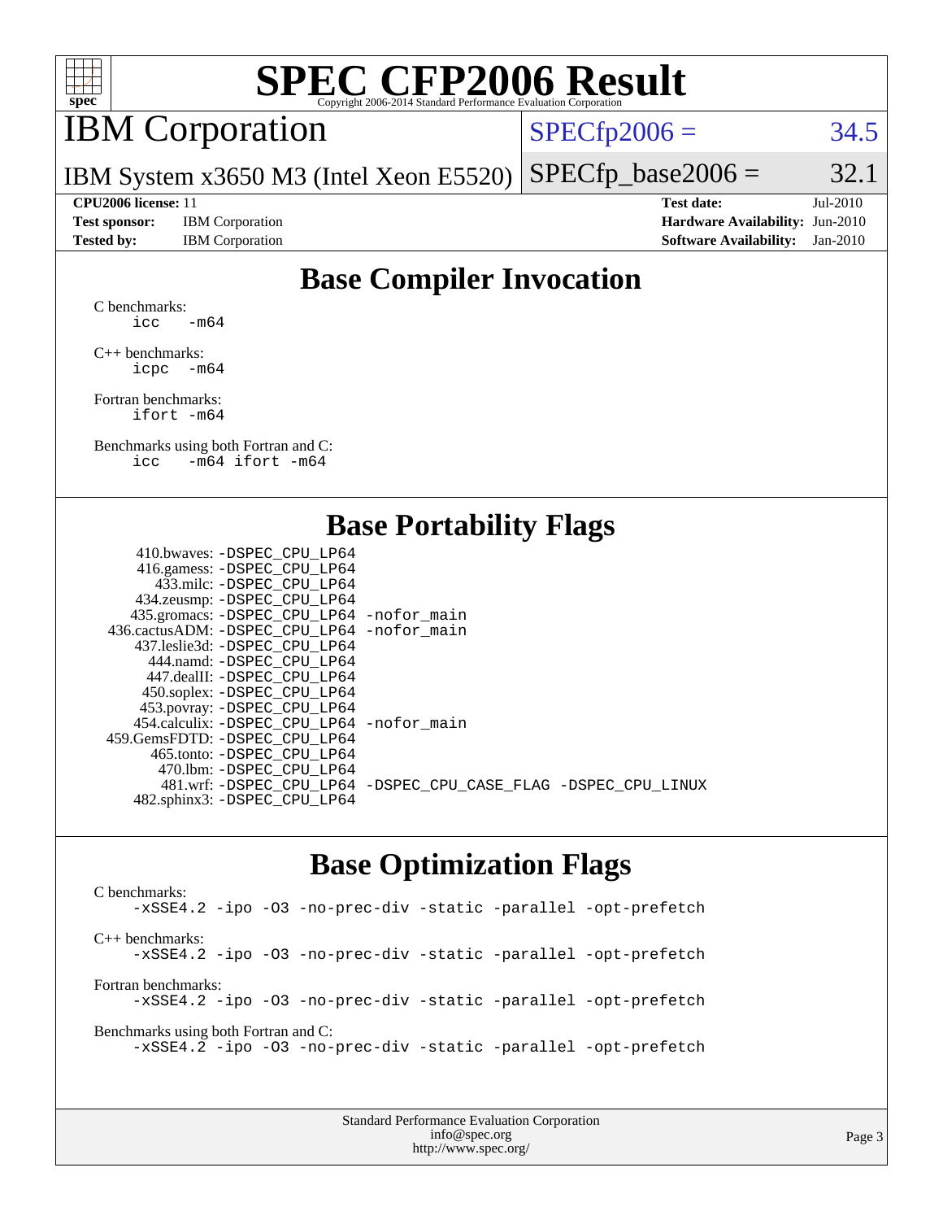# SPEC CFP2006 Result

Copyright 2006-2014 Standard Performance Evaluation Corporation

## IBM Corporation

IBM System x3650 M3 (Intel Xeon E5520)

SPECfp2006 = 34.5

SPECfp_base2006 = 32.1

| | | | |
|---|---|---|---|
| **CPU2006 license:** 11 | | **Test date:** | Jul-2010 |
| **Test sponsor:** | IBM Corporation | **Hardware Availability:** | Jun-2010 |
| **Tested by:** | IBM Corporation | **Software Availability:** | Jan-2010 |

## Base Compiler Invocation

C benchmarks:
```
icc   -m64
```

C++ benchmarks:
```
icpc  -m64
```

Fortran benchmarks:
```
ifort -m64
```

Benchmarks using both Fortran and C:
```
icc   -m64 ifort -m64
```

## Base Portability Flags

| | |
|---|---|
| 410.bwaves: | -DSPEC_CPU_LP64 |
| 416.gamess: | -DSPEC_CPU_LP64 |
| 433.milc: | -DSPEC_CPU_LP64 |
| 434.zeusmp: | -DSPEC_CPU_LP64 |
| 435.gromacs: | -DSPEC_CPU_LP64 -nofor_main |
| 436.cactusADM: | -DSPEC_CPU_LP64 -nofor_main |
| 437.leslie3d: | -DSPEC_CPU_LP64 |
| 444.namd: | -DSPEC_CPU_LP64 |
| 447.dealII: | -DSPEC_CPU_LP64 |
| 450.soplex: | -DSPEC_CPU_LP64 |
| 453.povray: | -DSPEC_CPU_LP64 |
| 454.calculix: | -DSPEC_CPU_LP64 -nofor_main |
| 459.GemsFDTD: | -DSPEC_CPU_LP64 |
| 465.tonto: | -DSPEC_CPU_LP64 |
| 470.lbm: | -DSPEC_CPU_LP64 |
| 481.wrf: | -DSPEC_CPU_LP64 -DSPEC_CPU_CASE_FLAG -DSPEC_CPU_LINUX |
| 482.sphinx3: | -DSPEC_CPU_LP64 |

## Base Optimization Flags

C benchmarks:
```
-xSSE4.2 -ipo -O3 -no-prec-div -static -parallel -opt-prefetch
```

C++ benchmarks:
```
-xSSE4.2 -ipo -O3 -no-prec-div -static -parallel -opt-prefetch
```

Fortran benchmarks:
```
-xSSE4.2 -ipo -O3 -no-prec-div -static -parallel -opt-prefetch
```

Benchmarks using both Fortran and C:
```
-xSSE4.2 -ipo -O3 -no-prec-div -static -parallel -opt-prefetch
```

Standard Performance Evaluation Corporation
info@spec.org
http://www.spec.org/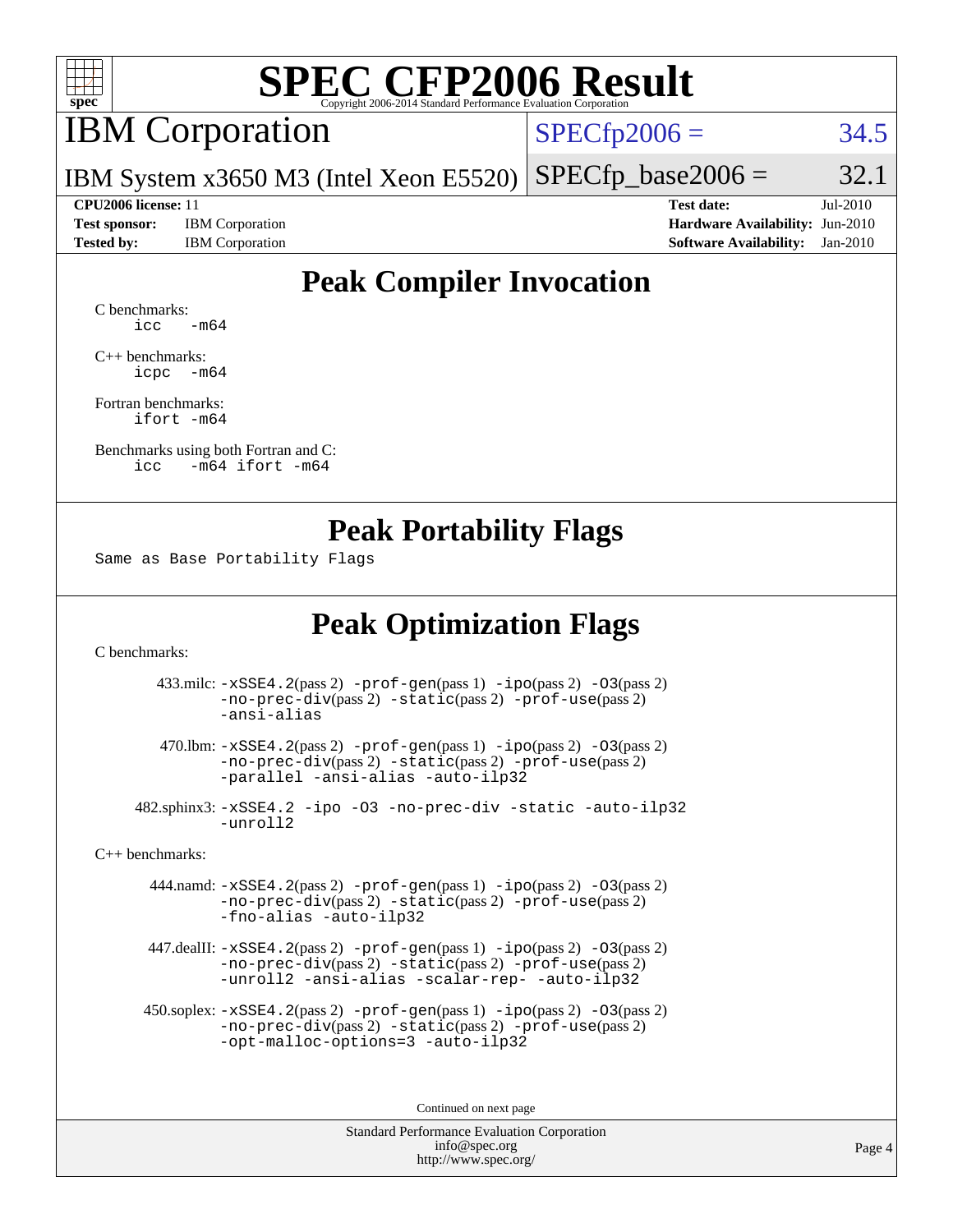# SPEC CFP2006 Result

Copyright 2006-2014 Standard Performance Evaluation Corporation

## IBM Corporation

IBM System x3650 M3 (Intel Xeon E5520)

SPECfp2006 = 34.5

SPECfp_base2006 = 32.1

**CPU2006 license:** 11
**Test sponsor:** IBM Corporation
**Tested by:** IBM Corporation

**Test date:** Jul-2010
**Hardware Availability:** Jun-2010
**Software Availability:** Jan-2010

## Peak Compiler Invocation

C benchmarks:
```
icc   -m64
```

C++ benchmarks:
```
icpc  -m64
```

Fortran benchmarks:
```
ifort -m64
```

Benchmarks using both Fortran and C:
```
icc   -m64 ifort -m64
```

## Peak Portability Flags

Same as Base Portability Flags

## Peak Optimization Flags

C benchmarks:

433.milc: -xSSE4.2(pass 2) -prof-gen(pass 1) -ipo(pass 2) -O3(pass 2) -no-prec-div(pass 2) -static(pass 2) -prof-use(pass 2) -ansi-alias

470.lbm: -xSSE4.2(pass 2) -prof-gen(pass 1) -ipo(pass 2) -O3(pass 2) -no-prec-div(pass 2) -static(pass 2) -prof-use(pass 2) -parallel -ansi-alias -auto-ilp32

482.sphinx3: -xSSE4.2 -ipo -O3 -no-prec-div -static -auto-ilp32 -unroll2

C++ benchmarks:

444.namd: -xSSE4.2(pass 2) -prof-gen(pass 1) -ipo(pass 2) -O3(pass 2) -no-prec-div(pass 2) -static(pass 2) -prof-use(pass 2) -fno-alias -auto-ilp32

447.dealII: -xSSE4.2(pass 2) -prof-gen(pass 1) -ipo(pass 2) -O3(pass 2) -no-prec-div(pass 2) -static(pass 2) -prof-use(pass 2) -unroll2 -ansi-alias -scalar-rep- -auto-ilp32

450.soplex: -xSSE4.2(pass 2) -prof-gen(pass 1) -ipo(pass 2) -O3(pass 2) -no-prec-div(pass 2) -static(pass 2) -prof-use(pass 2) -opt-malloc-options=3 -auto-ilp32

Continued on next page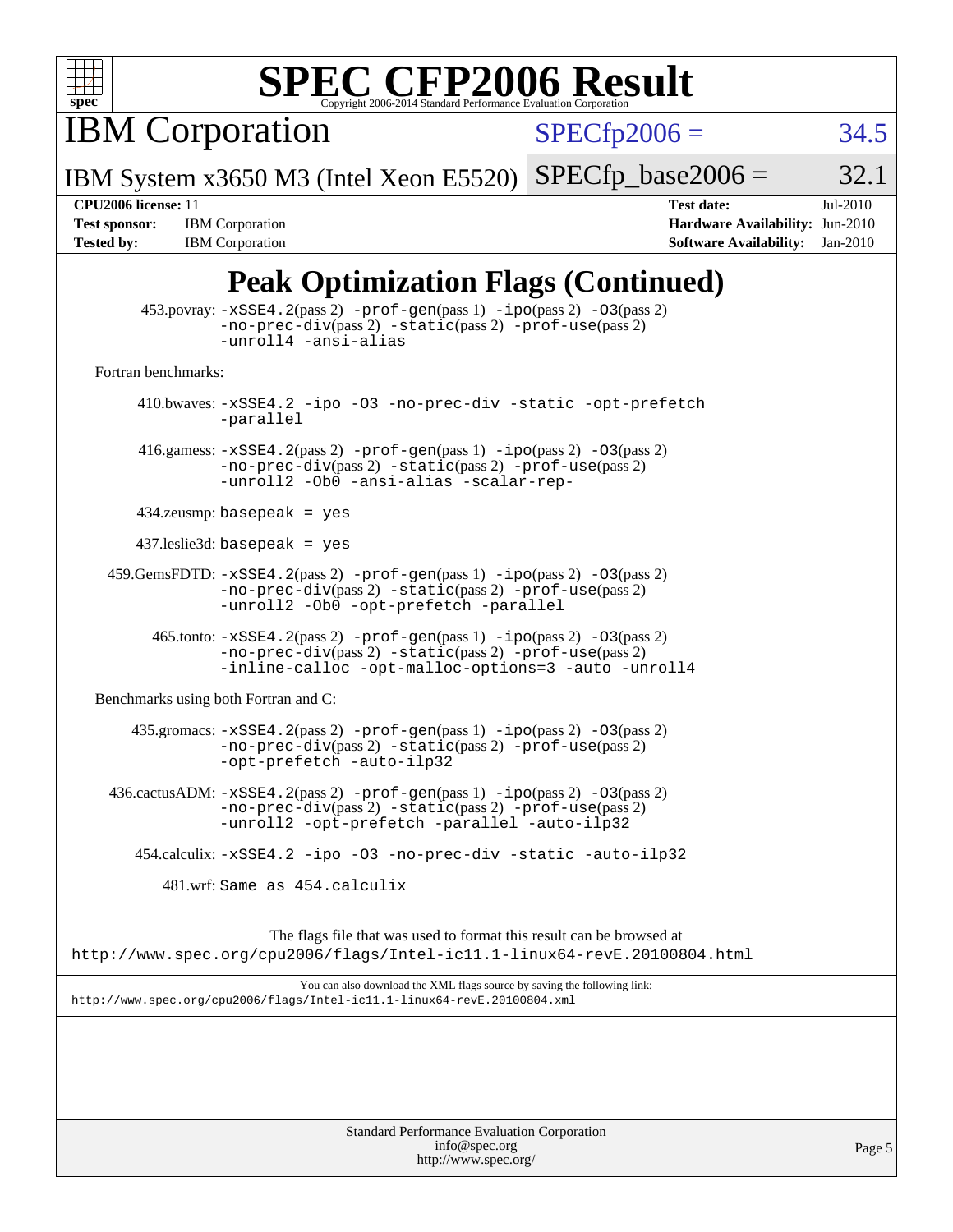# SPEC CFP2006 Result

Copyright 2006-2014 Standard Performance Evaluation Corporation

| IBM Corporation | SPECfp2006 = | 34.5 |
|---|---|---|
| IBM System x3650 M3 (Intel Xeon E5520) | SPECfp_base2006 = | 32.1 |

| | | | |
|---|---|---|---|
| **CPU2006 license:** 11 | | **Test date:** | Jul-2010 |
| **Test sponsor:** | IBM Corporation | **Hardware Availability:** | Jun-2010 |
| **Tested by:** | IBM Corporation | **Software Availability:** | Jan-2010 |

## Peak Optimization Flags (Continued)

453.povray: -xSSE4.2(pass 2) -prof-gen(pass 1) -ipo(pass 2) -O3(pass 2) -no-prec-div(pass 2) -static(pass 2) -prof-use(pass 2) -unroll4 -ansi-alias

Fortran benchmarks:

410.bwaves: -xSSE4.2 -ipo -O3 -no-prec-div -static -opt-prefetch -parallel

416.gamess: -xSSE4.2(pass 2) -prof-gen(pass 1) -ipo(pass 2) -O3(pass 2) -no-prec-div(pass 2) -static(pass 2) -prof-use(pass 2) -unroll2 -Ob0 -ansi-alias -scalar-rep-

434.zeusmp: basepeak = yes

437.leslie3d: basepeak = yes

459.GemsFDTD: -xSSE4.2(pass 2) -prof-gen(pass 1) -ipo(pass 2) -O3(pass 2) -no-prec-div(pass 2) -static(pass 2) -prof-use(pass 2) -unroll2 -Ob0 -opt-prefetch -parallel

465.tonto: -xSSE4.2(pass 2) -prof-gen(pass 1) -ipo(pass 2) -O3(pass 2) -no-prec-div(pass 2) -static(pass 2) -prof-use(pass 2) -inline-calloc -opt-malloc-options=3 -auto -unroll4

Benchmarks using both Fortran and C:

435.gromacs: -xSSE4.2(pass 2) -prof-gen(pass 1) -ipo(pass 2) -O3(pass 2) -no-prec-div(pass 2) -static(pass 2) -prof-use(pass 2) -opt-prefetch -auto-ilp32

436.cactusADM: -xSSE4.2(pass 2) -prof-gen(pass 1) -ipo(pass 2) -O3(pass 2) -no-prec-div(pass 2) -static(pass 2) -prof-use(pass 2) -unroll2 -opt-prefetch -parallel -auto-ilp32

454.calculix: -xSSE4.2 -ipo -O3 -no-prec-div -static -auto-ilp32

481.wrf: Same as 454.calculix

The flags file that was used to format this result can be browsed at
http://www.spec.org/cpu2006/flags/Intel-ic11.1-linux64-revE.20100804.html

You can also download the XML flags source by saving the following link:
http://www.spec.org/cpu2006/flags/Intel-ic11.1-linux64-revE.20100804.xml

Standard Performance Evaluation Corporation
info@spec.org
http://www.spec.org/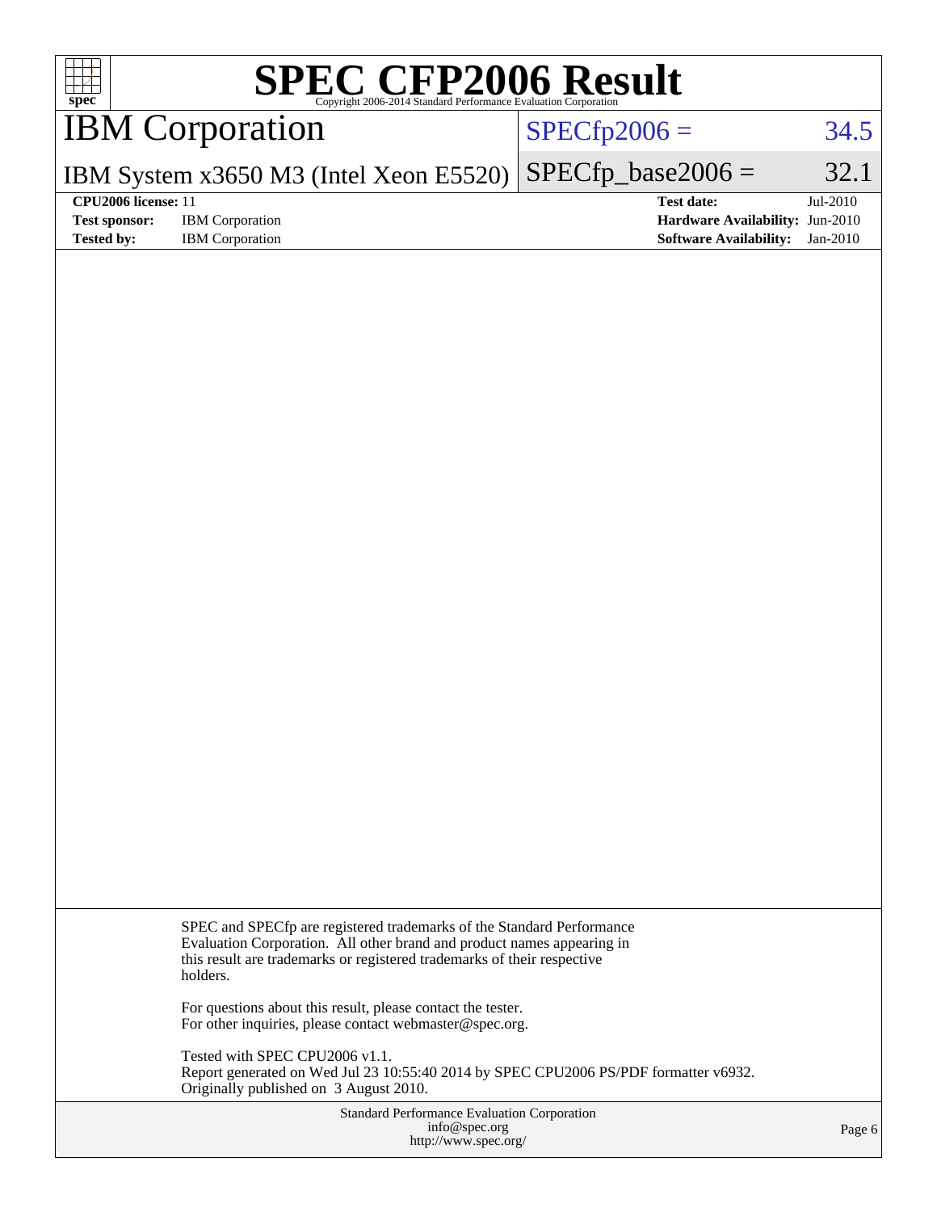# SPEC CFP2006 Result

Copyright 2006-2014 Standard Performance Evaluation Corporation

## IBM Corporation

IBM System x3650 M3 (Intel Xeon E5520)

SPECfp2006 = 34.5

SPECfp_base2006 = 32.1

| | | | |
|---|---|---|---|
| **CPU2006 license:** | 11 | **Test date:** | Jul-2010 |
| **Test sponsor:** | IBM Corporation | **Hardware Availability:** | Jun-2010 |
| **Tested by:** | IBM Corporation | **Software Availability:** | Jan-2010 |

SPEC and SPECfp are registered trademarks of the Standard Performance Evaluation Corporation. All other brand and product names appearing in this result are trademarks or registered trademarks of their respective holders.

For questions about this result, please contact the tester.
For other inquiries, please contact webmaster@spec.org.

Tested with SPEC CPU2006 v1.1.
Report generated on Wed Jul 23 10:55:40 2014 by SPEC CPU2006 PS/PDF formatter v6932.
Originally published on 3 August 2010.

Standard Performance Evaluation Corporation
info@spec.org
http://www.spec.org/